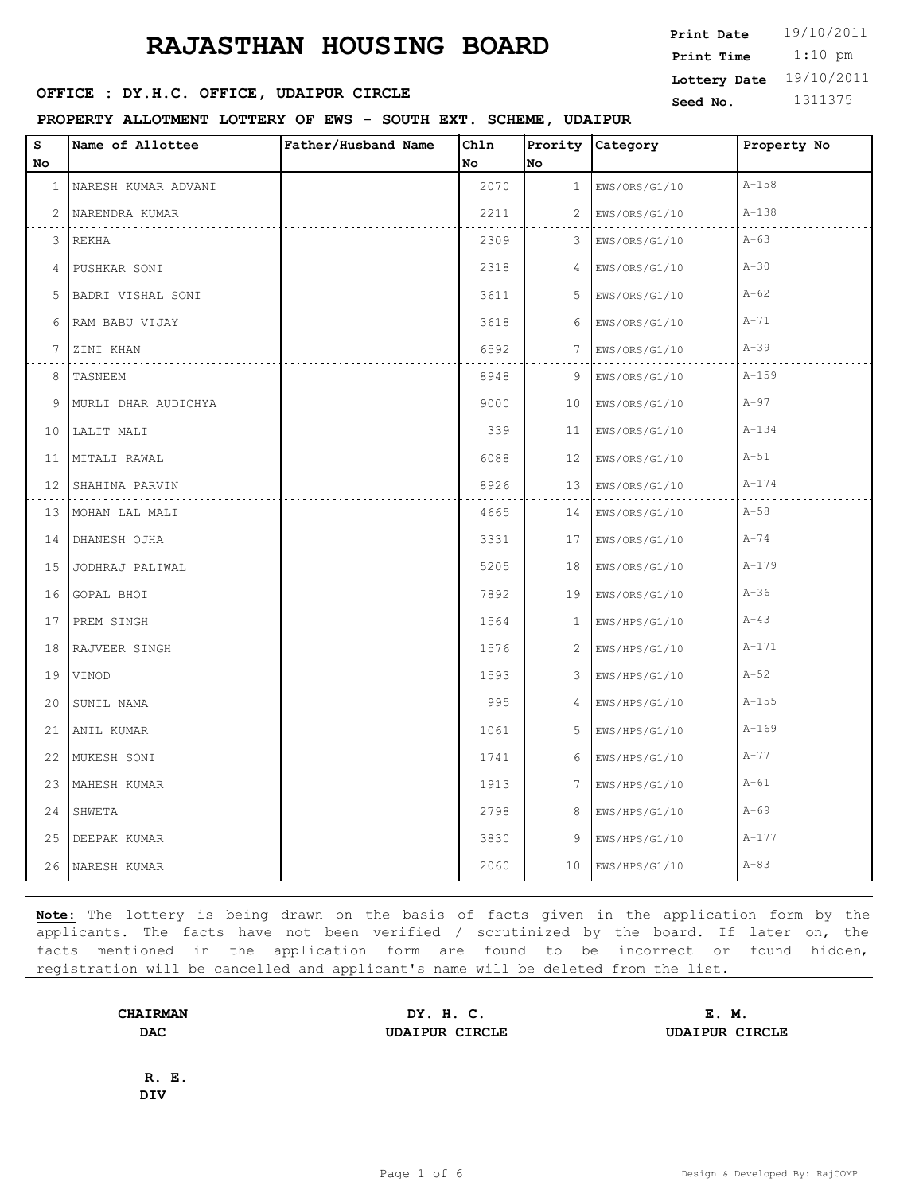# RAJASTHAN HOUSING BOARD

**Print Date** 19/10/2011
**Print Time** 1:10 pm
**Lottery Date** 19/10/2011
**Seed No.** 1311375

**OFFICE : DY.H.C. OFFICE, UDAIPUR CIRCLE**

**PROPERTY ALLOTMENT LOTTERY OF EWS - SOUTH EXT. SCHEME, UDAIPUR**

| S No | Name of Allottee | Father/Husband Name | Chln No | Prority No | Category | Property No |
|---|---|---|---|---|---|---|
| 1 | NARESH KUMAR ADVANI | | 2070 | 1 | EWS/ORS/G1/10 | A-158 |
| 2 | NARENDRA KUMAR | | 2211 | 2 | EWS/ORS/G1/10 | A-138 |
| 3 | REKHA | | 2309 | 3 | EWS/ORS/G1/10 | A-63 |
| 4 | PUSHKAR SONI | | 2318 | 4 | EWS/ORS/G1/10 | A-30 |
| 5 | BADRI VISHAL SONI | | 3611 | 5 | EWS/ORS/G1/10 | A-62 |
| 6 | RAM BABU VIJAY | | 3618 | 6 | EWS/ORS/G1/10 | A-71 |
| 7 | ZINI KHAN | | 6592 | 7 | EWS/ORS/G1/10 | A-39 |
| 8 | TASNEEM | | 8948 | 9 | EWS/ORS/G1/10 | A-159 |
| 9 | MURLI DHAR AUDICHYA | | 9000 | 10 | EWS/ORS/G1/10 | A-97 |
| 10 | LALIT MALI | | 339 | 11 | EWS/ORS/G1/10 | A-134 |
| 11 | MITALI RAWAL | | 6088 | 12 | EWS/ORS/G1/10 | A-51 |
| 12 | SHAHINA PARVIN | | 8926 | 13 | EWS/ORS/G1/10 | A-174 |
| 13 | MOHAN LAL MALI | | 4665 | 14 | EWS/ORS/G1/10 | A-58 |
| 14 | DHANESH OJHA | | 3331 | 17 | EWS/ORS/G1/10 | A-74 |
| 15 | JODHRAJ PALIWAL | | 5205 | 18 | EWS/ORS/G1/10 | A-179 |
| 16 | GOPAL BHOI | | 7892 | 19 | EWS/ORS/G1/10 | A-36 |
| 17 | PREM SINGH | | 1564 | 1 | EWS/HPS/G1/10 | A-43 |
| 18 | RAJVEER SINGH | | 1576 | 2 | EWS/HPS/G1/10 | A-171 |
| 19 | VINOD | | 1593 | 3 | EWS/HPS/G1/10 | A-52 |
| 20 | SUNIL NAMA | | 995 | 4 | EWS/HPS/G1/10 | A-155 |
| 21 | ANIL KUMAR | | 1061 | 5 | EWS/HPS/G1/10 | A-169 |
| 22 | MUKESH SONI | | 1741 | 6 | EWS/HPS/G1/10 | A-77 |
| 23 | MAHESH KUMAR | | 1913 | 7 | EWS/HPS/G1/10 | A-61 |
| 24 | SHWETA | | 2798 | 8 | EWS/HPS/G1/10 | A-69 |
| 25 | DEEPAK KUMAR | | 3830 | 9 | EWS/HPS/G1/10 | A-177 |
| 26 | NARESH KUMAR | | 2060 | 10 | EWS/HPS/G1/10 | A-83 |

**Note:** The lottery is being drawn on the basis of facts given in the application form by the applicants. The facts have not been verified / scrutinized by the board. If later on, the facts mentioned in the application form are found to be incorrect or found hidden, registration will be cancelled and applicant's name will be deleted from the list.

**CHAIRMAN**
**DAC**

**DY. H. C.**
**UDAIPUR CIRCLE**

**E. M.**
**UDAIPUR CIRCLE**

**R. E.**
**DIV**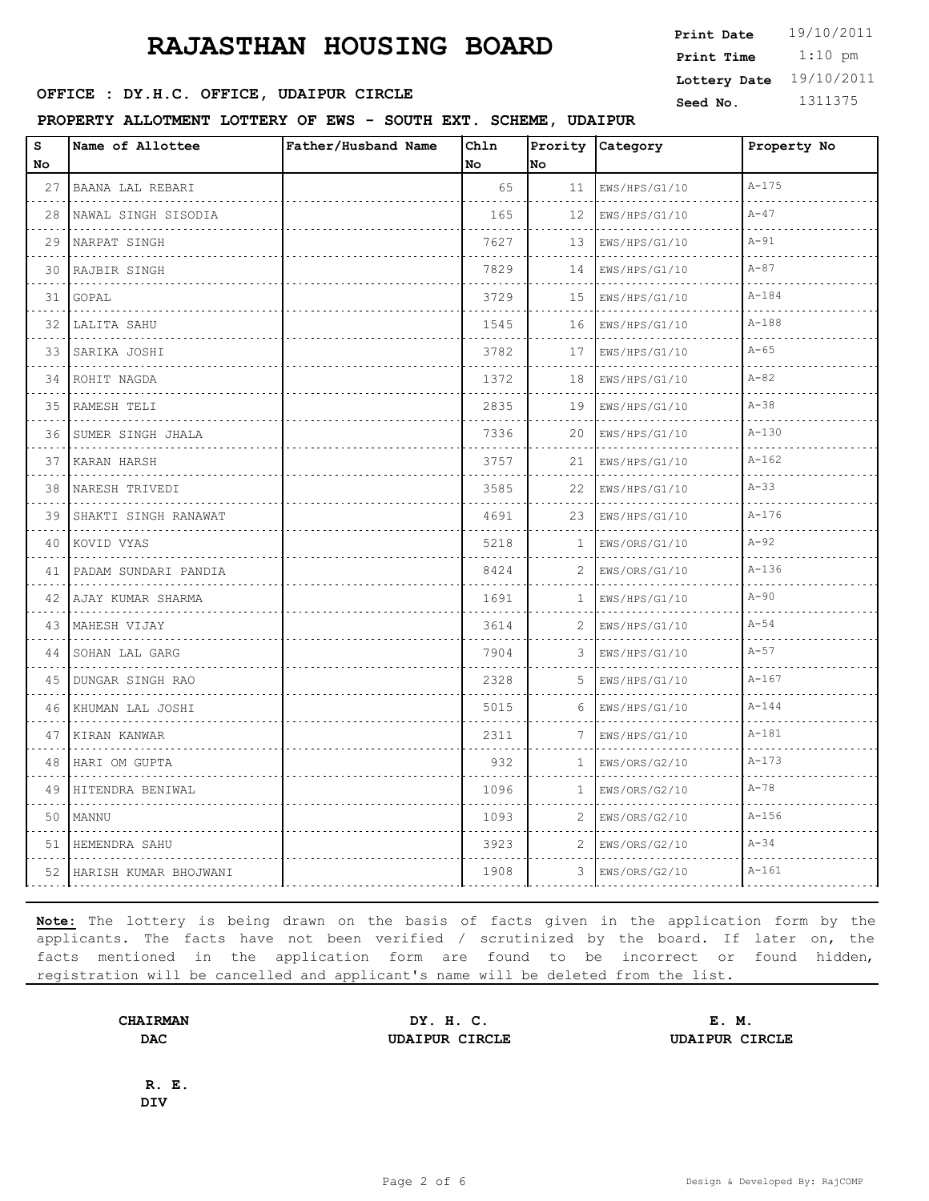# RAJASTHAN HOUSING BOARD

**OFFICE : DY.H.C. OFFICE, UDAIPUR CIRCLE**

**PROPERTY ALLOTMENT LOTTERY OF EWS - SOUTH EXT. SCHEME, UDAIPUR**

**Print Date** 19/10/2011
**Print Time** 1:10 pm
**Lottery Date** 19/10/2011
**Seed No.** 1311375

| S No | Name of Allottee | Father/Husband Name | Chln No | Prority No | Category | Property No |
|---|---|---|---|---|---|---|
| 27 | BAANA LAL REBARI | | 65 | 11 | EWS/HPS/G1/10 | A-175 |
| 28 | NAWAL SINGH SISODIA | | 165 | 12 | EWS/HPS/G1/10 | A-47 |
| 29 | NARPAT SINGH | | 7627 | 13 | EWS/HPS/G1/10 | A-91 |
| 30 | RAJBIR SINGH | | 7829 | 14 | EWS/HPS/G1/10 | A-87 |
| 31 | GOPAL | | 3729 | 15 | EWS/HPS/G1/10 | A-184 |
| 32 | LALITA SAHU | | 1545 | 16 | EWS/HPS/G1/10 | A-188 |
| 33 | SARIKA JOSHI | | 3782 | 17 | EWS/HPS/G1/10 | A-65 |
| 34 | ROHIT NAGDA | | 1372 | 18 | EWS/HPS/G1/10 | A-82 |
| 35 | RAMESH TELI | | 2835 | 19 | EWS/HPS/G1/10 | A-38 |
| 36 | SUMER SINGH JHALA | | 7336 | 20 | EWS/HPS/G1/10 | A-130 |
| 37 | KARAN HARSH | | 3757 | 21 | EWS/HPS/G1/10 | A-162 |
| 38 | NARESH TRIVEDI | | 3585 | 22 | EWS/HPS/G1/10 | A-33 |
| 39 | SHAKTI SINGH RANAWAT | | 4691 | 23 | EWS/HPS/G1/10 | A-176 |
| 40 | KOVID VYAS | | 5218 | 1 | EWS/ORS/G1/10 | A-92 |
| 41 | PADAM SUNDARI PANDIA | | 8424 | 2 | EWS/ORS/G1/10 | A-136 |
| 42 | AJAY KUMAR SHARMA | | 1691 | 1 | EWS/HPS/G1/10 | A-90 |
| 43 | MAHESH VIJAY | | 3614 | 2 | EWS/HPS/G1/10 | A-54 |
| 44 | SOHAN LAL GARG | | 7904 | 3 | EWS/HPS/G1/10 | A-57 |
| 45 | DUNGAR SINGH RAO | | 2328 | 5 | EWS/HPS/G1/10 | A-167 |
| 46 | KHUMAN LAL JOSHI | | 5015 | 6 | EWS/HPS/G1/10 | A-144 |
| 47 | KIRAN KANWAR | | 2311 | 7 | EWS/HPS/G1/10 | A-181 |
| 48 | HARI OM GUPTA | | 932 | 1 | EWS/ORS/G2/10 | A-173 |
| 49 | HITENDRA BENIWAL | | 1096 | 1 | EWS/ORS/G2/10 | A-78 |
| 50 | MANNU | | 1093 | 2 | EWS/ORS/G2/10 | A-156 |
| 51 | HEMENDRA SAHU | | 3923 | 2 | EWS/ORS/G2/10 | A-34 |
| 52 | HARISH KUMAR BHOJWANI | | 1908 | 3 | EWS/ORS/G2/10 | A-161 |

**Note:** The lottery is being drawn on the basis of facts given in the application form by the applicants. The facts have not been verified / scrutinized by the board. If later on, the facts mentioned in the application form are found to be incorrect or found hidden, registration will be cancelled and applicant's name will be deleted from the list.

**CHAIRMAN**
**DAC**

**DY. H. C.**
**UDAIPUR CIRCLE**

**E. M.**
**UDAIPUR CIRCLE**

**R. E.**
**DIV**

Design & Developed By: RajCOMP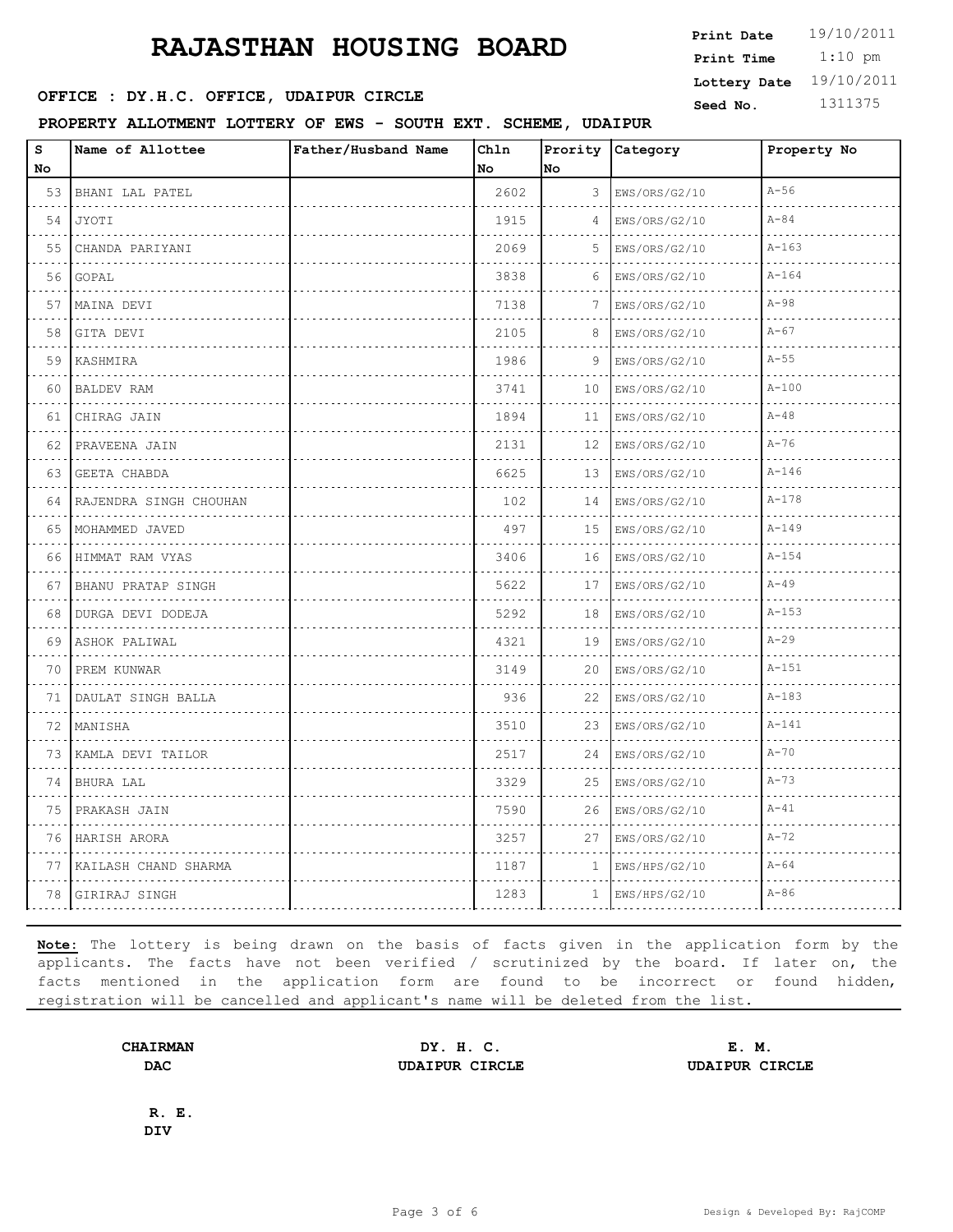# RAJASTHAN HOUSING BOARD

**Print Date** 19/10/2011
**Print Time** 1:10 pm
**Lottery Date** 19/10/2011
**Seed No.** 1311375

**OFFICE : DY.H.C. OFFICE, UDAIPUR CIRCLE**

**PROPERTY ALLOTMENT LOTTERY OF EWS - SOUTH EXT. SCHEME, UDAIPUR**

| S No | Name of Allottee | Father/Husband Name | Chln No | Prority No | Category | Property No |
|---|---|---|---|---|---|---|
| 53 | BHANI LAL PATEL | | 2602 | 3 | EWS/ORS/G2/10 | A-56 |
| 54 | JYOTI | | 1915 | 4 | EWS/ORS/G2/10 | A-84 |
| 55 | CHANDA PARIYANI | | 2069 | 5 | EWS/ORS/G2/10 | A-163 |
| 56 | GOPAL | | 3838 | 6 | EWS/ORS/G2/10 | A-164 |
| 57 | MAINA DEVI | | 7138 | 7 | EWS/ORS/G2/10 | A-98 |
| 58 | GITA DEVI | | 2105 | 8 | EWS/ORS/G2/10 | A-67 |
| 59 | KASHMIRA | | 1986 | 9 | EWS/ORS/G2/10 | A-55 |
| 60 | BALDEV RAM | | 3741 | 10 | EWS/ORS/G2/10 | A-100 |
| 61 | CHIRAG JAIN | | 1894 | 11 | EWS/ORS/G2/10 | A-48 |
| 62 | PRAVEENA JAIN | | 2131 | 12 | EWS/ORS/G2/10 | A-76 |
| 63 | GEETA CHABDA | | 6625 | 13 | EWS/ORS/G2/10 | A-146 |
| 64 | RAJENDRA SINGH CHOUHAN | | 102 | 14 | EWS/ORS/G2/10 | A-178 |
| 65 | MOHAMMED JAVED | | 497 | 15 | EWS/ORS/G2/10 | A-149 |
| 66 | HIMMAT RAM VYAS | | 3406 | 16 | EWS/ORS/G2/10 | A-154 |
| 67 | BHANU PRATAP SINGH | | 5622 | 17 | EWS/ORS/G2/10 | A-49 |
| 68 | DURGA DEVI DODEJA | | 5292 | 18 | EWS/ORS/G2/10 | A-153 |
| 69 | ASHOK PALIWAL | | 4321 | 19 | EWS/ORS/G2/10 | A-29 |
| 70 | PREM KUNWAR | | 3149 | 20 | EWS/ORS/G2/10 | A-151 |
| 71 | DAULAT SINGH BALLA | | 936 | 22 | EWS/ORS/G2/10 | A-183 |
| 72 | MANISHA | | 3510 | 23 | EWS/ORS/G2/10 | A-141 |
| 73 | KAMLA DEVI TAILOR | | 2517 | 24 | EWS/ORS/G2/10 | A-70 |
| 74 | BHURA LAL | | 3329 | 25 | EWS/ORS/G2/10 | A-73 |
| 75 | PRAKASH JAIN | | 7590 | 26 | EWS/ORS/G2/10 | A-41 |
| 76 | HARISH ARORA | | 3257 | 27 | EWS/ORS/G2/10 | A-72 |
| 77 | KAILASH CHAND SHARMA | | 1187 | 1 | EWS/HPS/G2/10 | A-64 |
| 78 | GIRIRAJ SINGH | | 1283 | 1 | EWS/HPS/G2/10 | A-86 |

**Note:** The lottery is being drawn on the basis of facts given in the application form by the applicants. The facts have not been verified / scrutinized by the board. If later on, the facts mentioned in the application form are found to be incorrect or found hidden, registration will be cancelled and applicant's name will be deleted from the list.

**CHAIRMAN**
**DAC**

**DY. H. C.**
**UDAIPUR CIRCLE**

**E. M.**
**UDAIPUR CIRCLE**

**R. E.**
**DIV**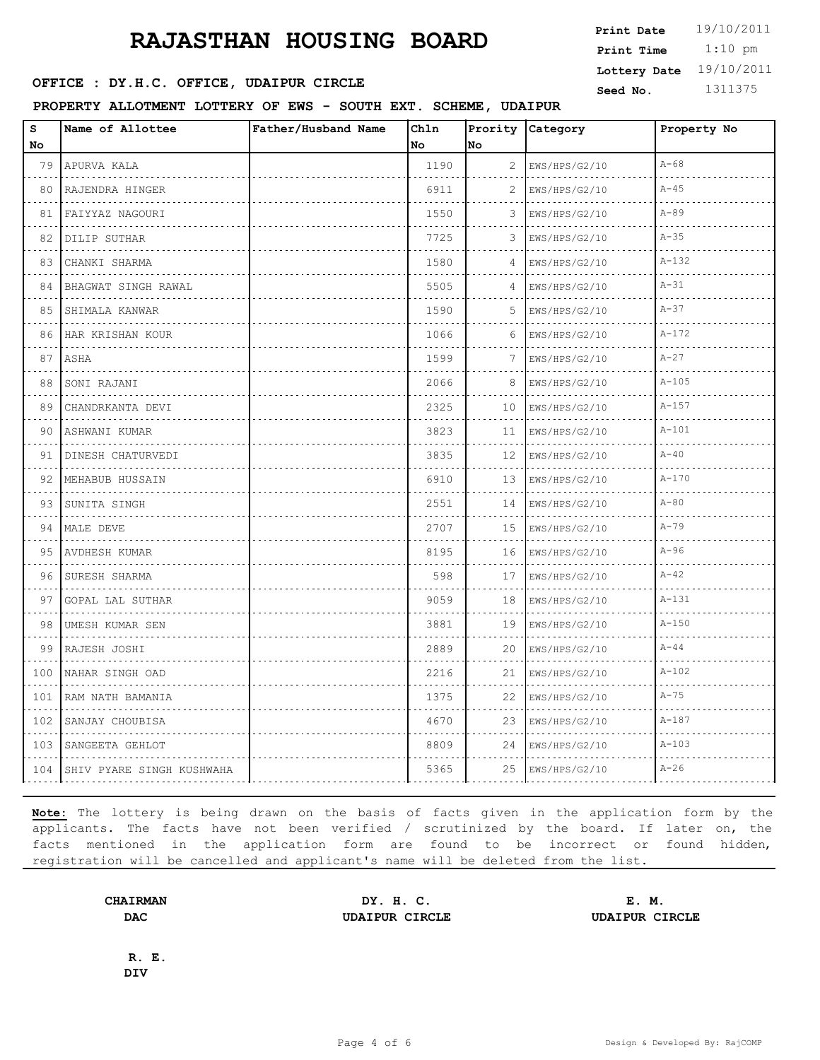# RAJASTHAN HOUSING BOARD

**Print Date** 19/10/2011
**Print Time** 1:10 pm
**Lottery Date** 19/10/2011
**Seed No.** 1311375

**OFFICE : DY.H.C. OFFICE, UDAIPUR CIRCLE**

**PROPERTY ALLOTMENT LOTTERY OF EWS - SOUTH EXT. SCHEME, UDAIPUR**

| S No | Name of Allottee | Father/Husband Name | Chln No | Prority No | Category | Property No |
|---|---|---|---|---|---|---|
| 79 | APURVA KALA | | 1190 | 2 | EWS/HPS/G2/10 | A-68 |
| 80 | RAJENDRA HINGER | | 6911 | 2 | EWS/HPS/G2/10 | A-45 |
| 81 | FAIYYAZ NAGOURI | | 1550 | 3 | EWS/HPS/G2/10 | A-89 |
| 82 | DILIP SUTHAR | | 7725 | 3 | EWS/HPS/G2/10 | A-35 |
| 83 | CHANKI SHARMA | | 1580 | 4 | EWS/HPS/G2/10 | A-132 |
| 84 | BHAGWAT SINGH RAWAL | | 5505 | 4 | EWS/HPS/G2/10 | A-31 |
| 85 | SHIMALA KANWAR | | 1590 | 5 | EWS/HPS/G2/10 | A-37 |
| 86 | HAR KRISHAN KOUR | | 1066 | 6 | EWS/HPS/G2/10 | A-172 |
| 87 | ASHA | | 1599 | 7 | EWS/HPS/G2/10 | A-27 |
| 88 | SONI RAJANI | | 2066 | 8 | EWS/HPS/G2/10 | A-105 |
| 89 | CHANDRKANTA DEVI | | 2325 | 10 | EWS/HPS/G2/10 | A-157 |
| 90 | ASHWANI KUMAR | | 3823 | 11 | EWS/HPS/G2/10 | A-101 |
| 91 | DINESH CHATURVEDI | | 3835 | 12 | EWS/HPS/G2/10 | A-40 |
| 92 | MEHABUB HUSSAIN | | 6910 | 13 | EWS/HPS/G2/10 | A-170 |
| 93 | SUNITA SINGH | | 2551 | 14 | EWS/HPS/G2/10 | A-80 |
| 94 | MALE DEVE | | 2707 | 15 | EWS/HPS/G2/10 | A-79 |
| 95 | AVDHESH KUMAR | | 8195 | 16 | EWS/HPS/G2/10 | A-96 |
| 96 | SURESH SHARMA | | 598 | 17 | EWS/HPS/G2/10 | A-42 |
| 97 | GOPAL LAL SUTHAR | | 9059 | 18 | EWS/HPS/G2/10 | A-131 |
| 98 | UMESH KUMAR SEN | | 3881 | 19 | EWS/HPS/G2/10 | A-150 |
| 99 | RAJESH JOSHI | | 2889 | 20 | EWS/HPS/G2/10 | A-44 |
| 100 | NAHAR SINGH OAD | | 2216 | 21 | EWS/HPS/G2/10 | A-102 |
| 101 | RAM NATH BAMANIA | | 1375 | 22 | EWS/HPS/G2/10 | A-75 |
| 102 | SANJAY CHOUBISA | | 4670 | 23 | EWS/HPS/G2/10 | A-187 |
| 103 | SANGEETA GEHLOT | | 8809 | 24 | EWS/HPS/G2/10 | A-103 |
| 104 | SHIV PYARE SINGH KUSHWAHA | | 5365 | 25 | EWS/HPS/G2/10 | A-26 |

**Note:** The lottery is being drawn on the basis of facts given in the application form by the applicants. The facts have not been verified / scrutinized by the board. If later on, the facts mentioned in the application form are found to be incorrect or found hidden, registration will be cancelled and applicant's name will be deleted from the list.

**CHAIRMAN**
**DAC**

**DY. H. C.**
**UDAIPUR CIRCLE**

**E. M.**
**UDAIPUR CIRCLE**

**R. E.**
**DIV**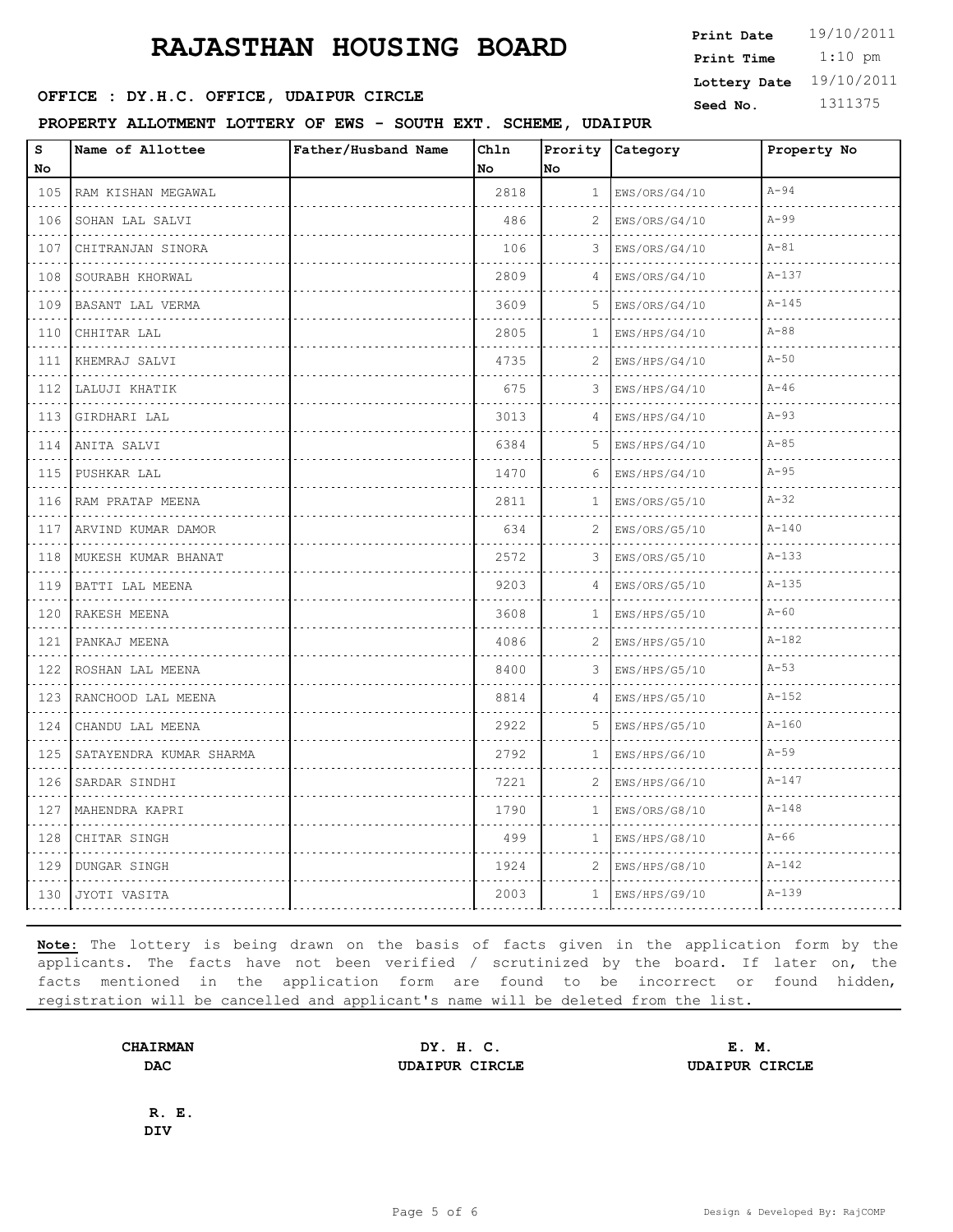# RAJASTHAN HOUSING BOARD

**Print Date** 19/10/2011
**Print Time** 1:10 pm
**Lottery Date** 19/10/2011
**Seed No.** 1311375

**OFFICE : DY.H.C. OFFICE, UDAIPUR CIRCLE**

**PROPERTY ALLOTMENT LOTTERY OF EWS - SOUTH EXT. SCHEME, UDAIPUR**

| S No | Name of Allottee | Father/Husband Name | Chln No | Prority No | Category | Property No |
|---|---|---|---|---|---|---|
| 105 | RAM KISHAN MEGAWAL | | 2818 | 1 | EWS/ORS/G4/10 | A-94 |
| 106 | SOHAN LAL SALVI | | 486 | 2 | EWS/ORS/G4/10 | A-99 |
| 107 | CHITRANJAN SINORA | | 106 | 3 | EWS/ORS/G4/10 | A-81 |
| 108 | SOURABH KHORWAL | | 2809 | 4 | EWS/ORS/G4/10 | A-137 |
| 109 | BASANT LAL VERMA | | 3609 | 5 | EWS/ORS/G4/10 | A-145 |
| 110 | CHHITAR LAL | | 2805 | 1 | EWS/HPS/G4/10 | A-88 |
| 111 | KHEMRAJ SALVI | | 4735 | 2 | EWS/HPS/G4/10 | A-50 |
| 112 | LALUJI KHATIK | | 675 | 3 | EWS/HPS/G4/10 | A-46 |
| 113 | GIRDHARI LAL | | 3013 | 4 | EWS/HPS/G4/10 | A-93 |
| 114 | ANITA SALVI | | 6384 | 5 | EWS/HPS/G4/10 | A-85 |
| 115 | PUSHKAR LAL | | 1470 | 6 | EWS/HPS/G4/10 | A-95 |
| 116 | RAM PRATAP MEENA | | 2811 | 1 | EWS/ORS/G5/10 | A-32 |
| 117 | ARVIND KUMAR DAMOR | | 634 | 2 | EWS/ORS/G5/10 | A-140 |
| 118 | MUKESH KUMAR BHANAT | | 2572 | 3 | EWS/ORS/G5/10 | A-133 |
| 119 | BATTI LAL MEENA | | 9203 | 4 | EWS/ORS/G5/10 | A-135 |
| 120 | RAKESH MEENA | | 3608 | 1 | EWS/HPS/G5/10 | A-60 |
| 121 | PANKAJ MEENA | | 4086 | 2 | EWS/HPS/G5/10 | A-182 |
| 122 | ROSHAN LAL MEENA | | 8400 | 3 | EWS/HPS/G5/10 | A-53 |
| 123 | RANCHOOD LAL MEENA | | 8814 | 4 | EWS/HPS/G5/10 | A-152 |
| 124 | CHANDU LAL MEENA | | 2922 | 5 | EWS/HPS/G5/10 | A-160 |
| 125 | SATAYENDRA KUMAR SHARMA | | 2792 | 1 | EWS/HPS/G6/10 | A-59 |
| 126 | SARDAR SINDHI | | 7221 | 2 | EWS/HPS/G6/10 | A-147 |
| 127 | MAHENDRA KAPRI | | 1790 | 1 | EWS/ORS/G8/10 | A-148 |
| 128 | CHITAR SINGH | | 499 | 1 | EWS/HPS/G8/10 | A-66 |
| 129 | DUNGAR SINGH | | 1924 | 2 | EWS/HPS/G8/10 | A-142 |
| 130 | JYOTI VASITA | | 2003 | 1 | EWS/HPS/G9/10 | A-139 |

**Note:** The lottery is being drawn on the basis of facts given in the application form by the applicants. The facts have not been verified / scrutinized by the board. If later on, the facts mentioned in the application form are found to be incorrect or found hidden, registration will be cancelled and applicant's name will be deleted from the list.

**CHAIRMAN**
**DAC**

**DY. H. C.**
**UDAIPUR CIRCLE**

**E. M.**
**UDAIPUR CIRCLE**

**R. E.**
**DIV**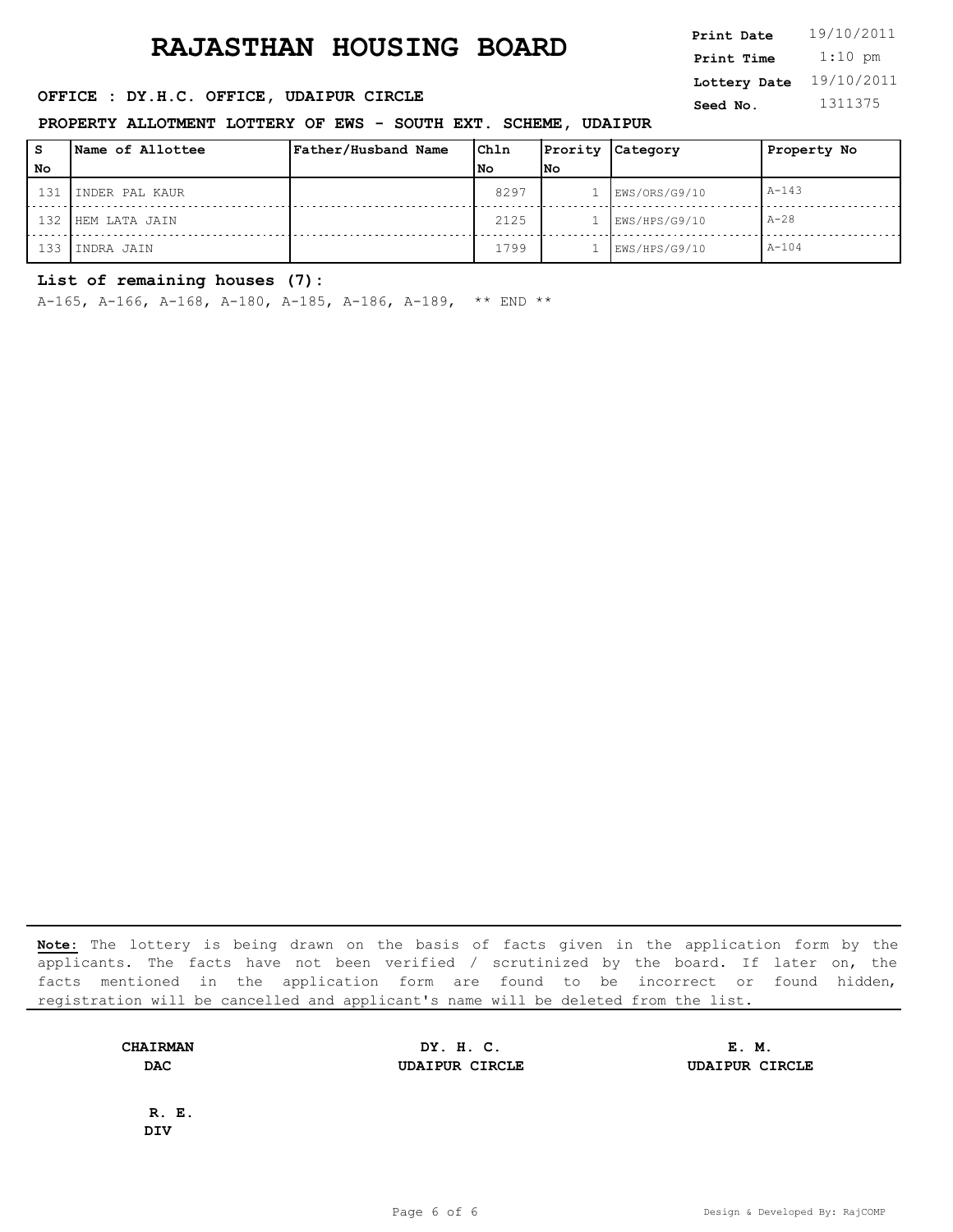# RAJASTHAN HOUSING BOARD

**Print Date** 19/10/2011
**Print Time** 1:10 pm
**Lottery Date** 19/10/2011
**Seed No.** 1311375

**OFFICE : DY.H.C. OFFICE, UDAIPUR CIRCLE**

**PROPERTY ALLOTMENT LOTTERY OF EWS - SOUTH EXT. SCHEME, UDAIPUR**

| S No | Name of Allottee | Father/Husband Name | Chln No | Prority No | Category | Property No |
|---|---|---|---|---|---|---|
| 131 | INDER PAL KAUR | | 8297 | 1 | EWS/ORS/G9/10 | A-143 |
| 132 | HEM LATA JAIN | | 2125 | 1 | EWS/HPS/G9/10 | A-28 |
| 133 | INDRA JAIN | | 1799 | 1 | EWS/HPS/G9/10 | A-104 |

**List of remaining houses (7):**

A-165, A-166, A-168, A-180, A-185, A-186, A-189, ** END **

**Note:** The lottery is being drawn on the basis of facts given in the application form by the applicants. The facts have not been verified / scrutinized by the board. If later on, the facts mentioned in the application form are found to be incorrect or found hidden, registration will be cancelled and applicant's name will be deleted from the list.

**CHAIRMAN**
**DAC**

**DY. H. C.**
**UDAIPUR CIRCLE**

**E. M.**
**UDAIPUR CIRCLE**

**R. E.**
**DIV**

Design & Developed By: RajCOMP